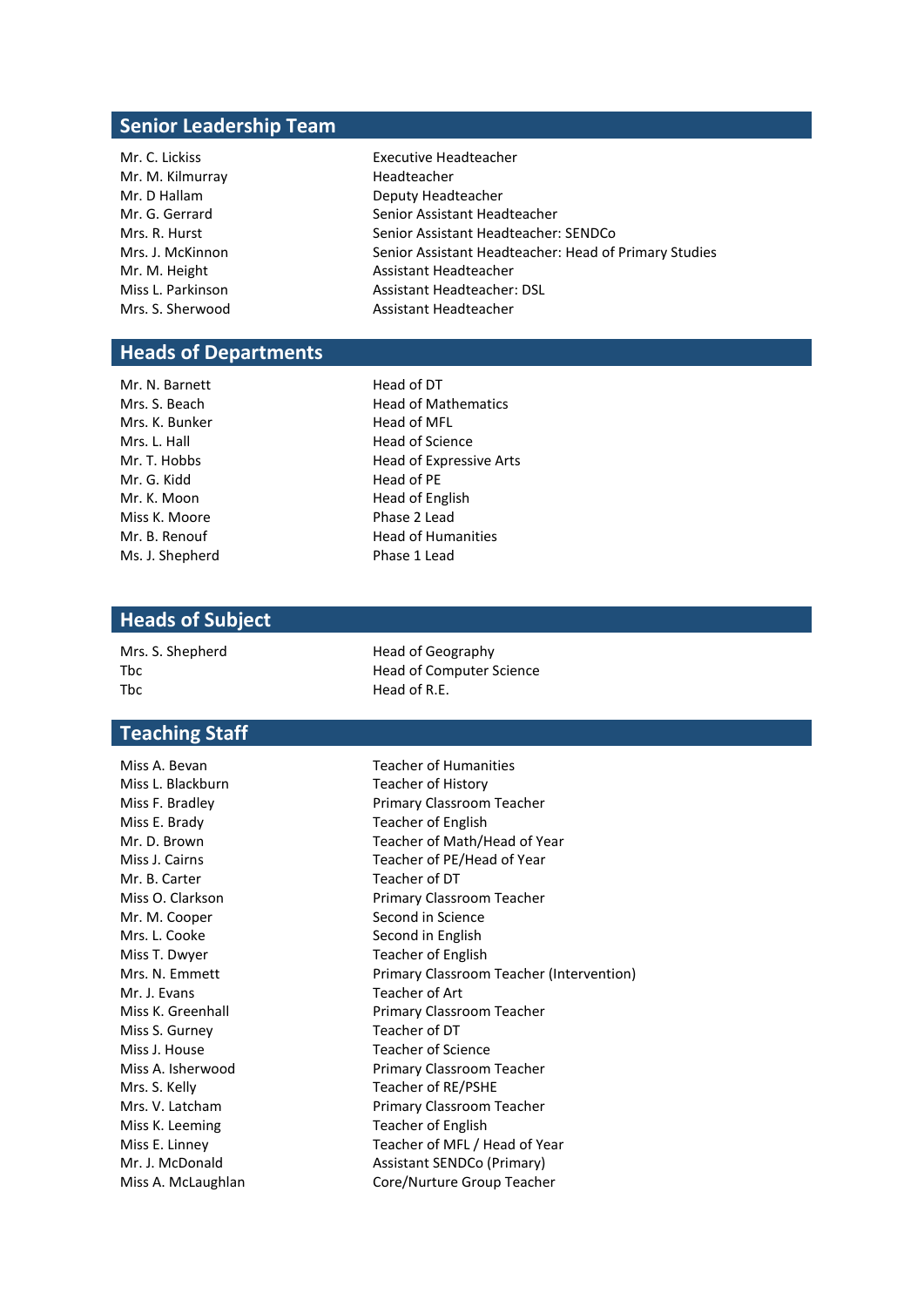## Senior Leadership Team

| | |
|---|---|
| Mr. C. Lickiss | Executive Headteacher |
| Mr. M. Kilmurray | Headteacher |
| Mr. D Hallam | Deputy Headteacher |
| Mr. G. Gerrard | Senior Assistant Headteacher |
| Mrs. R. Hurst | Senior Assistant Headteacher: SENDCo |
| Mrs. J. McKinnon | Senior Assistant Headteacher: Head of Primary Studies |
| Mr. M. Height | Assistant Headteacher |
| Miss L. Parkinson | Assistant Headteacher: DSL |
| Mrs. S. Sherwood | Assistant Headteacher |

## Heads of Departments

| | |
|---|---|
| Mr. N. Barnett | Head of DT |
| Mrs. S. Beach | Head of Mathematics |
| Mrs. K. Bunker | Head of MFL |
| Mrs. L. Hall | Head of Science |
| Mr. T. Hobbs | Head of Expressive Arts |
| Mr. G. Kidd | Head of PE |
| Mr. K. Moon | Head of English |
| Miss K. Moore | Phase 2 Lead |
| Mr. B. Renouf | Head of Humanities |
| Ms. J. Shepherd | Phase 1 Lead |

## Heads of Subject

| | |
|---|---|
| Mrs. S. Shepherd | Head of Geography |
| Tbc | Head of Computer Science |
| Tbc | Head of R.E. |

## Teaching Staff

| | |
|---|---|
| Miss A. Bevan | Teacher of Humanities |
| Miss L. Blackburn | Teacher of History |
| Miss F. Bradley | Primary Classroom Teacher |
| Miss E. Brady | Teacher of English |
| Mr. D. Brown | Teacher of Math/Head of Year |
| Miss J. Cairns | Teacher of PE/Head of Year |
| Mr. B. Carter | Teacher of DT |
| Miss O. Clarkson | Primary Classroom Teacher |
| Mr. M. Cooper | Second in Science |
| Mrs. L. Cooke | Second in English |
| Miss T. Dwyer | Teacher of English |
| Mrs. N. Emmett | Primary Classroom Teacher (Intervention) |
| Mr. J. Evans | Teacher of Art |
| Miss K. Greenhall | Primary Classroom Teacher |
| Miss S. Gurney | Teacher of DT |
| Miss J. House | Teacher of Science |
| Miss A. Isherwood | Primary Classroom Teacher |
| Mrs. S. Kelly | Teacher of RE/PSHE |
| Mrs. V. Latcham | Primary Classroom Teacher |
| Miss K. Leeming | Teacher of English |
| Miss E. Linney | Teacher of MFL / Head of Year |
| Mr. J. McDonald | Assistant SENDCo (Primary) |
| Miss A. McLaughlan | Core/Nurture Group Teacher |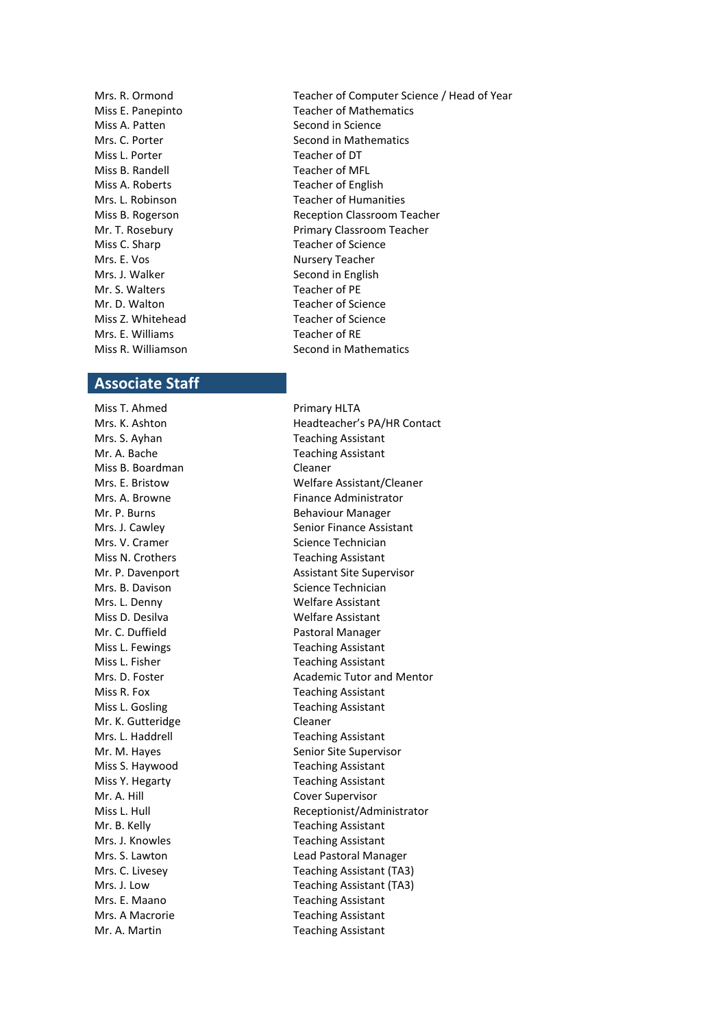| | |
|---|---|
| Mrs. R. Ormond | Teacher of Computer Science / Head of Year |
| Miss E. Panepinto | Teacher of Mathematics |
| Miss A. Patten | Second in Science |
| Mrs. C. Porter | Second in Mathematics |
| Miss L. Porter | Teacher of DT |
| Miss B. Randell | Teacher of MFL |
| Miss A. Roberts | Teacher of English |
| Mrs. L. Robinson | Teacher of Humanities |
| Miss B. Rogerson | Reception Classroom Teacher |
| Mr. T. Rosebury | Primary Classroom Teacher |
| Miss C. Sharp | Teacher of Science |
| Mrs. E. Vos | Nursery Teacher |
| Mrs. J. Walker | Second in English |
| Mr. S. Walters | Teacher of PE |
| Mr. D. Walton | Teacher of Science |
| Miss Z. Whitehead | Teacher of Science |
| Mrs. E. Williams | Teacher of RE |
| Miss R. Williamson | Second in Mathematics |

## Associate Staff

| | |
|---|---|
| Miss T. Ahmed | Primary HLTA |
| Mrs. K. Ashton | Headteacher's PA/HR Contact |
| Mrs. S. Ayhan | Teaching Assistant |
| Mr. A. Bache | Teaching Assistant |
| Miss B. Boardman | Cleaner |
| Mrs. E. Bristow | Welfare Assistant/Cleaner |
| Mrs. A. Browne | Finance Administrator |
| Mr. P. Burns | Behaviour Manager |
| Mrs. J. Cawley | Senior Finance Assistant |
| Mrs. V. Cramer | Science Technician |
| Miss N. Crothers | Teaching Assistant |
| Mr. P. Davenport | Assistant Site Supervisor |
| Mrs. B. Davison | Science Technician |
| Mrs. L. Denny | Welfare Assistant |
| Miss D. Desilva | Welfare Assistant |
| Mr. C. Duffield | Pastoral Manager |
| Miss L. Fewings | Teaching Assistant |
| Miss L. Fisher | Teaching Assistant |
| Mrs. D. Foster | Academic Tutor and Mentor |
| Miss R. Fox | Teaching Assistant |
| Miss L. Gosling | Teaching Assistant |
| Mr. K. Gutteridge | Cleaner |
| Mrs. L. Haddrell | Teaching Assistant |
| Mr. M. Hayes | Senior Site Supervisor |
| Miss S. Haywood | Teaching Assistant |
| Miss Y. Hegarty | Teaching Assistant |
| Mr. A. Hill | Cover Supervisor |
| Miss L. Hull | Receptionist/Administrator |
| Mr. B. Kelly | Teaching Assistant |
| Mrs. J. Knowles | Teaching Assistant |
| Mrs. S. Lawton | Lead Pastoral Manager |
| Mrs. C. Livesey | Teaching Assistant (TA3) |
| Mrs. J. Low | Teaching Assistant (TA3) |
| Mrs. E. Maano | Teaching Assistant |
| Mrs. A Macrorie | Teaching Assistant |
| Mr. A. Martin | Teaching Assistant |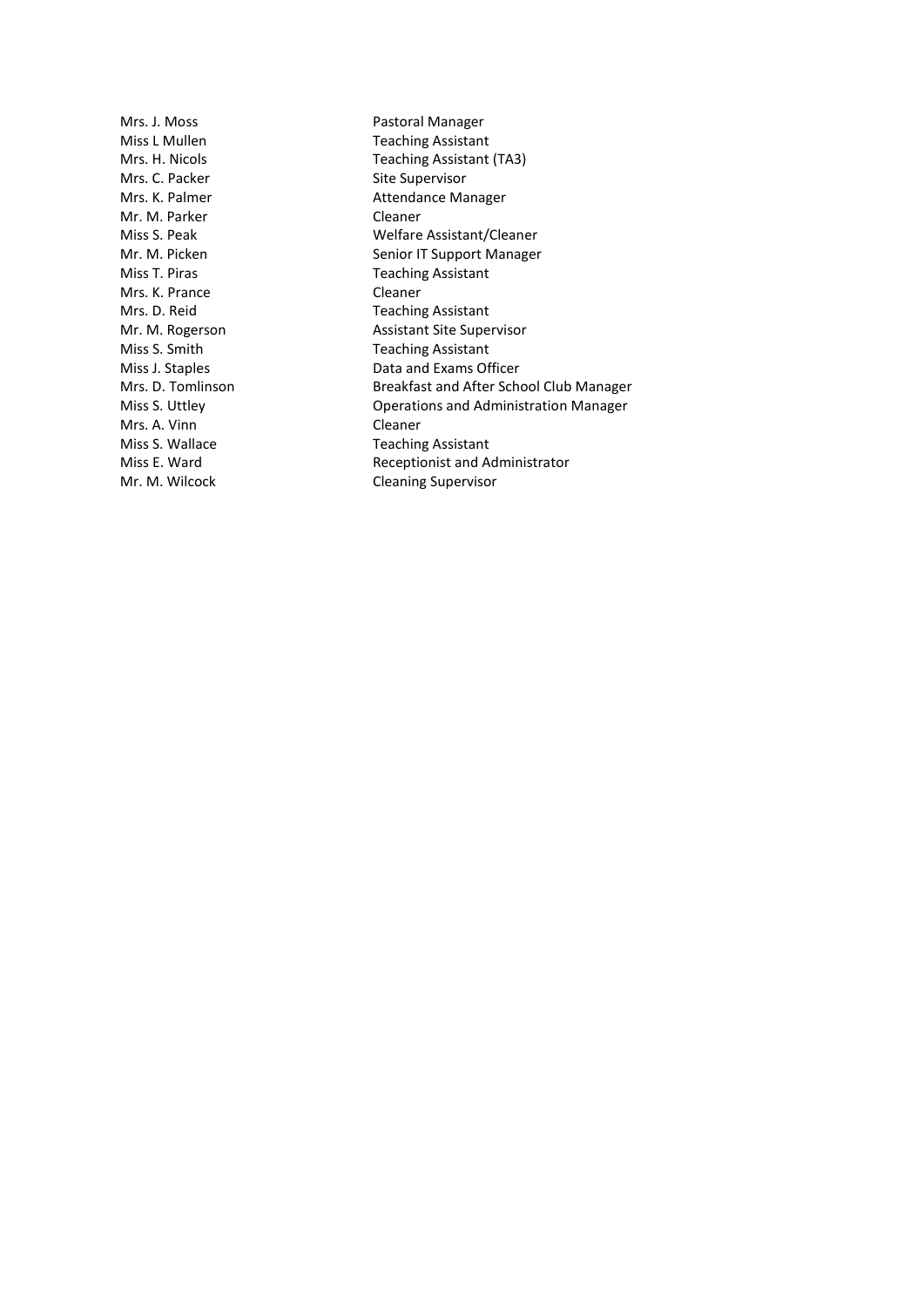| | |
|---|---|
| Mrs. J. Moss | Pastoral Manager |
| Miss L Mullen | Teaching Assistant |
| Mrs. H. Nicols | Teaching Assistant (TA3) |
| Mrs. C. Packer | Site Supervisor |
| Mrs. K. Palmer | Attendance Manager |
| Mr. M. Parker | Cleaner |
| Miss S. Peak | Welfare Assistant/Cleaner |
| Mr. M. Picken | Senior IT Support Manager |
| Miss T. Piras | Teaching Assistant |
| Mrs. K. Prance | Cleaner |
| Mrs. D. Reid | Teaching Assistant |
| Mr. M. Rogerson | Assistant Site Supervisor |
| Miss S. Smith | Teaching Assistant |
| Miss J. Staples | Data and Exams Officer |
| Mrs. D. Tomlinson | Breakfast and After School Club Manager |
| Miss S. Uttley | Operations and Administration Manager |
| Mrs. A. Vinn | Cleaner |
| Miss S. Wallace | Teaching Assistant |
| Miss E. Ward | Receptionist and Administrator |
| Mr. M. Wilcock | Cleaning Supervisor |